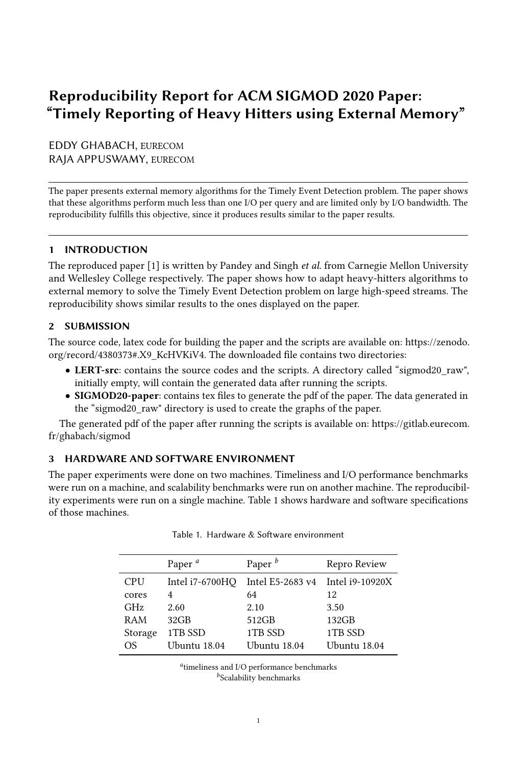# Reproducibility Report for ACM SIGMOD 2020 Paper: "Timely Reporting of Heavy Hitters using External Memory"

EDDY GHABACH, EURECOM
RAJA APPUSWAMY, EURECOM

The paper presents external memory algorithms for the Timely Event Detection problem. The paper shows that these algorithms perform much less than one I/O per query and are limited only by I/O bandwidth. The reproducibility fulfills this objective, since it produces results similar to the paper results.

## 1 INTRODUCTION

The reproduced paper [1] is written by Pandey and Singh *et al.* from Carnegie Mellon University and Wellesley College respectively. The paper shows how to adapt heavy-hitters algorithms to external memory to solve the Timely Event Detection problem on large high-speed streams. The reproducibility shows similar results to the ones displayed on the paper.

## 2 SUBMISSION

The source code, latex code for building the paper and the scripts are available on: https://zenodo.org/record/4380373#.X9_KcHVKiV4. The downloaded file contains two directories:

- **LERT-src**: contains the source codes and the scripts. A directory called "sigmod20_raw", initially empty, will contain the generated data after running the scripts.
- **SIGMOD20-paper**: contains tex files to generate the pdf of the paper. The data generated in the "sigmod20_raw" directory is used to create the graphs of the paper.

The generated pdf of the paper after running the scripts is available on: https://gitlab.eurecom.fr/ghabach/sigmod

## 3 HARDWARE AND SOFTWARE ENVIRONMENT

The paper experiments were done on two machines. Timeliness and I/O performance benchmarks were run on a machine, and scalability benchmarks were run on another machine. The reproducibility experiments were run on a single machine. Table 1 shows hardware and software specifications of those machines.

Table 1. Hardware & Software environment

| | Paper [a] | Paper [b] | Repro Review |
|---|---|---|---|
| CPU | Intel i7-6700HQ | Intel E5-2683 v4 | Intel i9-10920X |
| cores | 4 | 64 | 12 |
| GHz | 2.60 | 2.10 | 3.50 |
| RAM | 32GB | 512GB | 132GB |
| Storage | 1TB SSD | 1TB SSD | 1TB SSD |
| OS | Ubuntu 18.04 | Ubuntu 18.04 | Ubuntu 18.04 |

[a] timeliness and I/O performance benchmarks
[b] Scalability benchmarks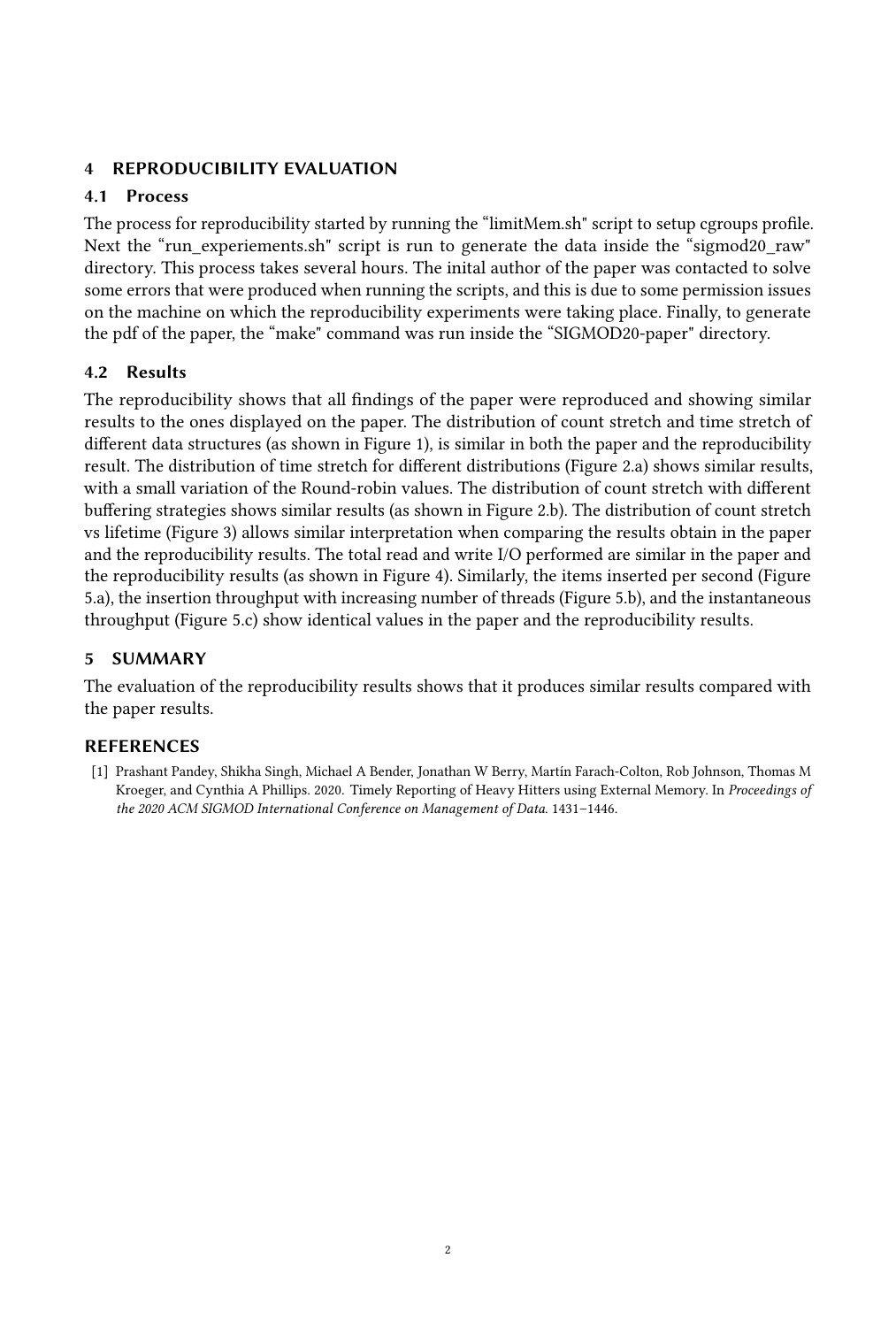## 4 REPRODUCIBILITY EVALUATION

### 4.1 Process

The process for reproducibility started by running the "limitMem.sh" script to setup cgroups profile. Next the "run_experiements.sh" script is run to generate the data inside the "sigmod20_raw" directory. This process takes several hours. The inital author of the paper was contacted to solve some errors that were produced when running the scripts, and this is due to some permission issues on the machine on which the reproducibility experiments were taking place. Finally, to generate the pdf of the paper, the "make" command was run inside the "SIGMOD20-paper" directory.

### 4.2 Results

The reproducibility shows that all findings of the paper were reproduced and showing similar results to the ones displayed on the paper. The distribution of count stretch and time stretch of different data structures (as shown in Figure 1), is similar in both the paper and the reproducibility result. The distribution of time stretch for different distributions (Figure 2.a) shows similar results, with a small variation of the Round-robin values. The distribution of count stretch with different buffering strategies shows similar results (as shown in Figure 2.b). The distribution of count stretch vs lifetime (Figure 3) allows similar interpretation when comparing the results obtain in the paper and the reproducibility results. The total read and write I/O performed are similar in the paper and the reproducibility results (as shown in Figure 4). Similarly, the items inserted per second (Figure 5.a), the insertion throughput with increasing number of threads (Figure 5.b), and the instantaneous throughput (Figure 5.c) show identical values in the paper and the reproducibility results.

## 5 SUMMARY

The evaluation of the reproducibility results shows that it produces similar results compared with the paper results.

## REFERENCES

[1] Prashant Pandey, Shikha Singh, Michael A Bender, Jonathan W Berry, Martín Farach-Colton, Rob Johnson, Thomas M Kroeger, and Cynthia A Phillips. 2020. Timely Reporting of Heavy Hitters using External Memory. In *Proceedings of the 2020 ACM SIGMOD International Conference on Management of Data*. 1431–1446.